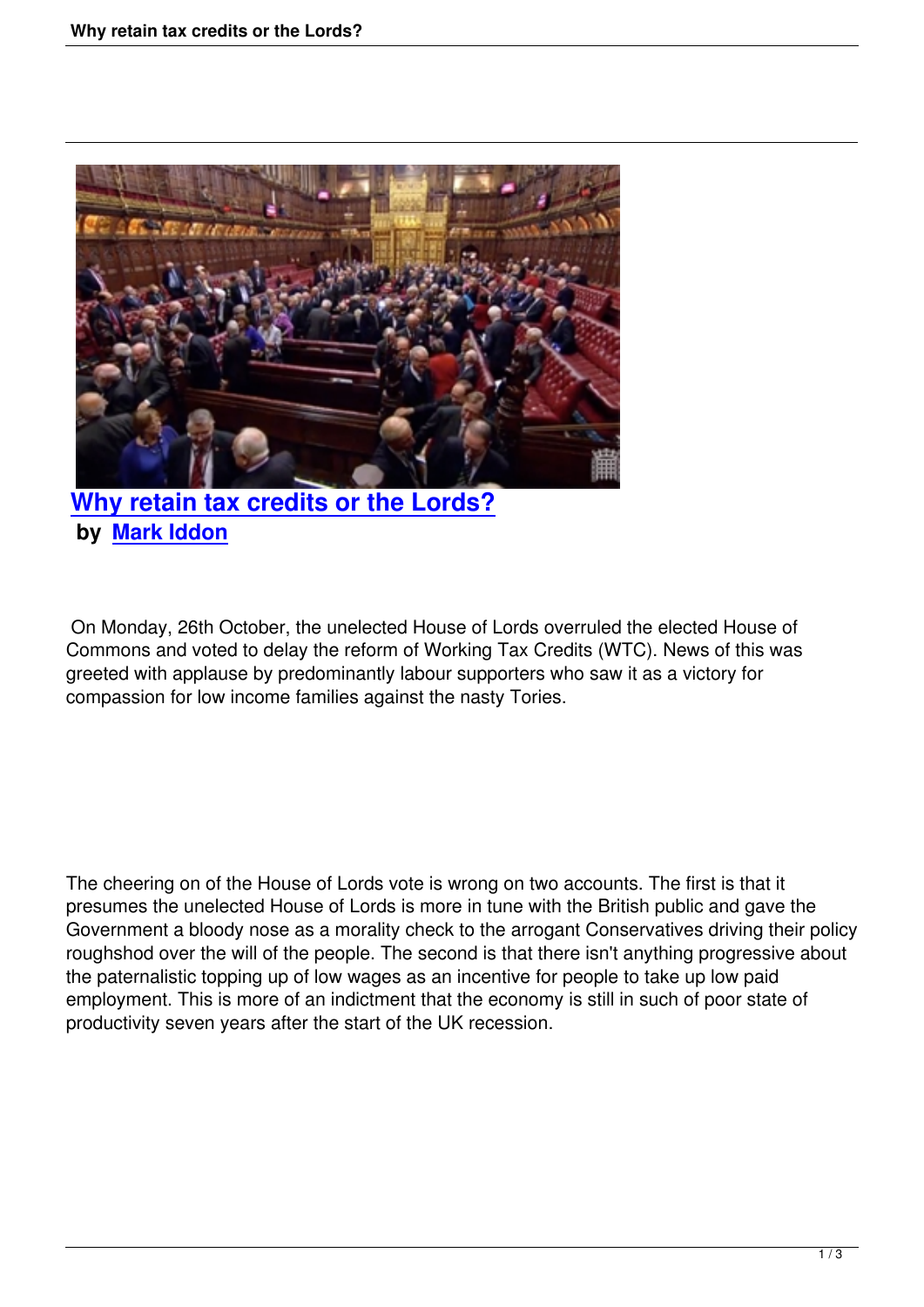# Why retain tax credits or the Lords?

**by Mark Iddon**

On Monday, 26th October, the unelected House of Lords overruled the elected House of Commons and voted to delay the reform of Working Tax Credits (WTC). News of this was greeted with applause by predominantly labour supporters who saw it as a victory for compassion for low income families against the nasty Tories.

The cheering on of the House of Lords vote is wrong on two accounts. The first is that it presumes the unelected House of Lords is more in tune with the British public and gave the Government a bloody nose as a morality check to the arrogant Conservatives driving their policy roughshod over the will of the people. The second is that there isn't anything progressive about the paternalistic topping up of low wages as an incentive for people to take up low paid employment. This is more of an indictment that the economy is still in such of poor state of productivity seven years after the start of the UK recession.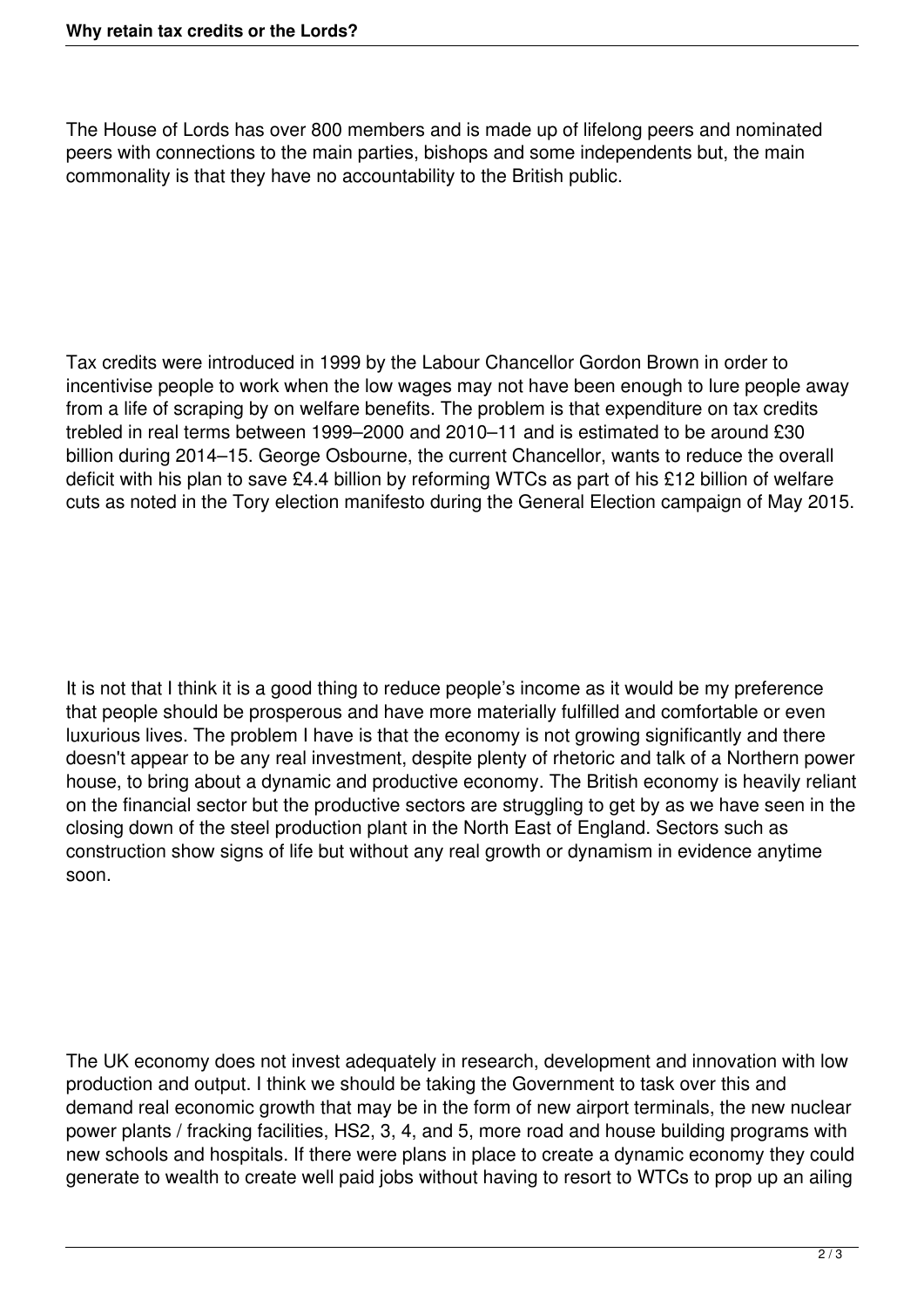The House of Lords has over 800 members and is made up of lifelong peers and nominated peers with connections to the main parties, bishops and some independents but, the main commonality is that they have no accountability to the British public.

Tax credits were introduced in 1999 by the Labour Chancellor Gordon Brown in order to incentivise people to work when the low wages may not have been enough to lure people away from a life of scraping by on welfare benefits. The problem is that expenditure on tax credits trebled in real terms between 1999–2000 and 2010–11 and is estimated to be around £30 billion during 2014–15. George Osbourne, the current Chancellor, wants to reduce the overall deficit with his plan to save £4.4 billion by reforming WTCs as part of his £12 billion of welfare cuts as noted in the Tory election manifesto during the General Election campaign of May 2015.

It is not that I think it is a good thing to reduce people's income as it would be my preference that people should be prosperous and have more materially fulfilled and comfortable or even luxurious lives. The problem I have is that the economy is not growing significantly and there doesn't appear to be any real investment, despite plenty of rhetoric and talk of a Northern power house, to bring about a dynamic and productive economy. The British economy is heavily reliant on the financial sector but the productive sectors are struggling to get by as we have seen in the closing down of the steel production plant in the North East of England. Sectors such as construction show signs of life but without any real growth or dynamism in evidence anytime soon.

The UK economy does not invest adequately in research, development and innovation with low production and output. I think we should be taking the Government to task over this and demand real economic growth that may be in the form of new airport terminals, the new nuclear power plants / fracking facilities, HS2, 3, 4, and 5, more road and house building programs with new schools and hospitals. If there were plans in place to create a dynamic economy they could generate to wealth to create well paid jobs without having to resort to WTCs to prop up an ailing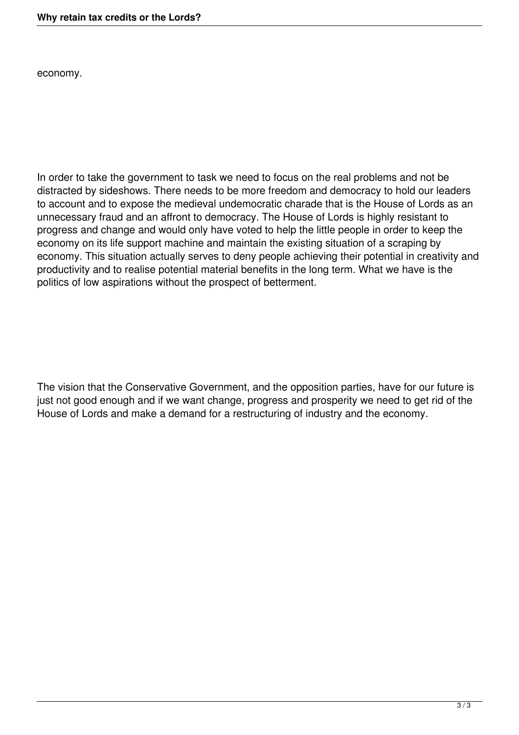economy.

In order to take the government to task we need to focus on the real problems and not be distracted by sideshows. There needs to be more freedom and democracy to hold our leaders to account and to expose the medieval undemocratic charade that is the House of Lords as an unnecessary fraud and an affront to democracy. The House of Lords is highly resistant to progress and change and would only have voted to help the little people in order to keep the economy on its life support machine and maintain the existing situation of a scraping by economy. This situation actually serves to deny people achieving their potential in creativity and productivity and to realise potential material benefits in the long term. What we have is the politics of low aspirations without the prospect of betterment.

The vision that the Conservative Government, and the opposition parties, have for our future is just not good enough and if we want change, progress and prosperity we need to get rid of the House of Lords and make a demand for a restructuring of industry and the economy.